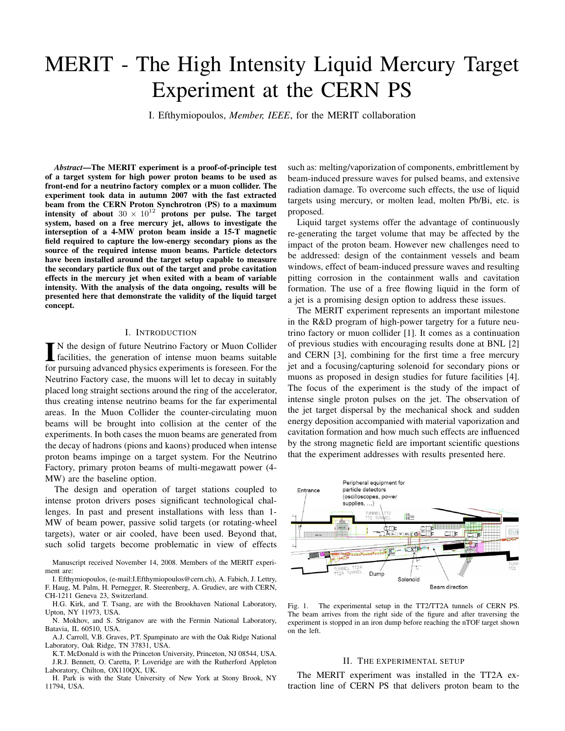# MERIT - The High Intensity Liquid Mercury Target Experiment at the CERN PS

I. Efthymiopoulos, *Member, IEEE*, for the MERIT collaboration

***Abstract*—The MERIT experiment is a proof-of-principle test of a target system for high power proton beams to be used as front-end for a neutrino factory complex or a muon collider. The experiment took data in autumn 2007 with the fast extracted beam from the CERN Proton Synchrotron (PS) to a maximum intensity of about $30 \times 10^{12}$ protons per pulse. The target system, based on a free mercury jet, allows to investigate the interseption of a 4-MW proton beam inside a 15-T magnetic field required to capture the low-energy secondary pions as the source of the required intense muon beams. Particle detectors have been installed around the target setup capable to measure the secondary particle flux out of the target and probe cavitation effects in the mercury jet when exited with a beam of variable intensity. With the analysis of the data ongoing, results will be presented here that demonstrate the validity of the liquid target concept.**

## I. Introduction

IN the design of future Neutrino Factory or Muon Collider facilities, the generation of intense muon beams suitable for pursuing advanced physics experiments is foreseen. For the Neutrino Factory case, the muons will let to decay in suitably placed long straight sections around the ring of the accelerator, thus creating intense neutrino beams for the far experimental areas. In the Muon Collider the counter-circulating muon beams will be brought into collision at the center of the experiments. In both cases the muon beams are generated from the decay of hadrons (pions and kaons) produced when intense proton beams impinge on a target system. For the Neutrino Factory, primary proton beams of multi-megawatt power (4-MW) are the baseline option.

The design and operation of target stations coupled to intense proton drivers poses significant technological challenges. In past and present installations with less than 1-MW of beam power, passive solid targets (or rotating-wheel targets), water or air cooled, have been used. Beyond that, such solid targets become problematic in view of effects such as: melting/vaporization of components, embrittlement by beam-induced pressure waves for pulsed beams, and extensive radiation damage. To overcome such effects, the use of liquid targets using mercury, or molten lead, molten Pb/Bi, etc. is proposed.

Liquid target systems offer the advantage of continuously re-generating the target volume that may be affected by the impact of the proton beam. However new challenges need to be addressed: design of the containment vessels and beam windows, effect of beam-induced pressure waves and resulting pitting corrosion in the containment walls and cavitation formation. The use of a free flowing liquid in the form of a jet is a promising design option to address these issues.

The MERIT experiment represents an important milestone in the R&D program of high-power targetry for a future neutrino factory or muon collider [1]. It comes as a continuation of previous studies with encouraging results done at BNL [2] and CERN [3], combining for the first time a free mercury jet and a focusing/capturing solenoid for secondary pions or muons as proposed in design studies for future facilities [4]. The focus of the experiment is the study of the impact of intense single proton pulses on the jet. The observation of the jet target dispersal by the mechanical shock and sudden energy deposition accompanied with material vaporization and cavitation formation and how much such effects are influenced by the strong magnetic field are important scientific questions that the experiment addresses with results presented here.

Fig. 1. The experimental setup in the TT2/TT2A tunnels of CERN PS. The beam arrives from the right side of the figure and after traversing the experiment is stopped in an iron dump before reaching the nTOF target shown on the left.

## II. The experimental setup

The MERIT experiment was installed in the TT2A extraction line of CERN PS that delivers proton beam to the

---

Manuscript received November 14, 2008. Members of the MERIT experiment are:

I. Efthymiopoulos, (e-mail:I.Efthymiopoulos@cern.ch), A. Fabich, J. Lettry, F. Haug, M. Palm, H. Pernegger, R. Steerenberg, A. Grudiev, are with CERN, CH-1211 Geneva 23, Switzerland.

H.G. Kirk, and T. Tsang, are with the Brookhaven National Laboratory, Upton, NY 11973, USA.

N. Mokhov, and S. Striganov are with the Fermin National Laboratory, Batavia, IL 60510, USA.

A.J. Carroll, V.B. Graves, P.T. Spampinato are with the Oak Ridge National Laboratory, Oak Ridge, TN 37831, USA.

K.T. McDonald is with the Princeton University, Princeton, NJ 08544, USA.

J.R.J. Bennett, O. Caretta, P. Loveridge are with the Rutherford Appleton Laboratory, Chilton, OX110QX, UK.

H. Park is with the State University of New York at Stony Brook, NY 11794, USA.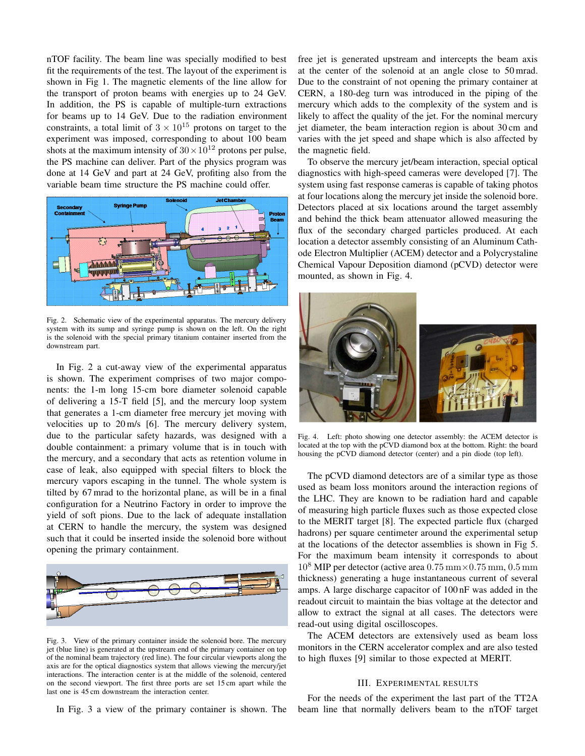nTOF facility. The beam line was specially modified to best fit the requirements of the test. The layout of the experiment is shown in Fig 1. The magnetic elements of the line allow for the transport of proton beams with energies up to 24 GeV. In addition, the PS is capable of multiple-turn extractions for beams up to 14 GeV. Due to the radiation environment constraints, a total limit of $3 \times 10^{15}$ protons on target to the experiment was imposed, corresponding to about 100 beam shots at the maximum intensity of $30 \times 10^{12}$ protons per pulse, the PS machine can deliver. Part of the physics program was done at 14 GeV and part at 24 GeV, profiting also from the variable beam time structure the PS machine could offer.

Fig. 2. Schematic view of the experimental apparatus. The mercury delivery system with its sump and syringe pump is shown on the left. On the right is the solenoid with the special primary titanium container inserted from the downstream part.

In Fig. 2 a cut-away view of the experimental apparatus is shown. The experiment comprises of two major components: the 1-m long 15-cm bore diameter solenoid capable of delivering a 15-T field [5], and the mercury loop system that generates a 1-cm diameter free mercury jet moving with velocities up to 20 m/s [6]. The mercury delivery system, due to the particular safety hazards, was designed with a double containment: a primary volume that is in touch with the mercury, and a secondary that acts as retention volume in case of leak, also equipped with special filters to block the mercury vapors escaping in the tunnel. The whole system is tilted by 67 mrad to the horizontal plane, as will be in a final configuration for a Neutrino Factory in order to improve the yield of soft pions. Due to the lack of adequate installation at CERN to handle the mercury, the system was designed such that it could be inserted inside the solenoid bore without opening the primary containment.

Fig. 3. View of the primary container inside the solenoid bore. The mercury jet (blue line) is generated at the upstream end of the primary container on top of the nominal beam trajectory (red line). The four circular viewports along the axis are for the optical diagnostics system that allows viewing the mercury/jet interactions. The interaction center is at the middle of the solenoid, centered on the second viewport. The first three ports are set 15 cm apart while the last one is 45 cm downstream the interaction center.

In Fig. 3 a view of the primary container is shown. The free jet is generated upstream and intercepts the beam axis at the center of the solenoid at an angle close to 50 mrad. Due to the constraint of not opening the primary container at CERN, a 180-deg turn was introduced in the piping of the mercury which adds to the complexity of the system and is likely to affect the quality of the jet. For the nominal mercury jet diameter, the beam interaction region is about 30 cm and varies with the jet speed and shape which is also affected by the magnetic field.

To observe the mercury jet/beam interaction, special optical diagnostics with high-speed cameras were developed [7]. The system using fast response cameras is capable of taking photos at four locations along the mercury jet inside the solenoid bore. Detectors placed at six locations around the target assembly and behind the thick beam attenuator allowed measuring the flux of the secondary charged particles produced. At each location a detector assembly consisting of an Aluminum Cathode Electron Multiplier (ACEM) detector and a Polycrystaline Chemical Vapour Deposition diamond (pCVD) detector were mounted, as shown in Fig. 4.

Fig. 4. Left: photo showing one detector assembly: the ACEM detector is located at the top with the pCVD diamond box at the bottom. Right: the board housing the pCVD diamond detector (center) and a pin diode (top left).

The pCVD diamond detectors are of a similar type as those used as beam loss monitors around the interaction regions of the LHC. They are known to be radiation hard and capable of measuring high particle fluxes such as those expected close to the MERIT target [8]. The expected particle flux (charged hadrons) per square centimeter around the experimental setup at the locations of the detector assemblies is shown in Fig 5. For the maximum beam intensity it corresponds to about $10^8$ MIP per detector (active area $0.75\,\text{mm} \times 0.75\,\text{mm}$, $0.5\,\text{mm}$ thickness) generating a huge instantaneous current of several amps. A large discharge capacitor of 100 nF was added in the readout circuit to maintain the bias voltage at the detector and allow to extract the signal at all cases. The detectors were read-out using digital oscilloscopes.

The ACEM detectors are extensively used as beam loss monitors in the CERN accelerator complex and are also tested to high fluxes [9] similar to those expected at MERIT.

## III. Experimental Results

For the needs of the experiment the last part of the TT2A beam line that normally delivers beam to the nTOF target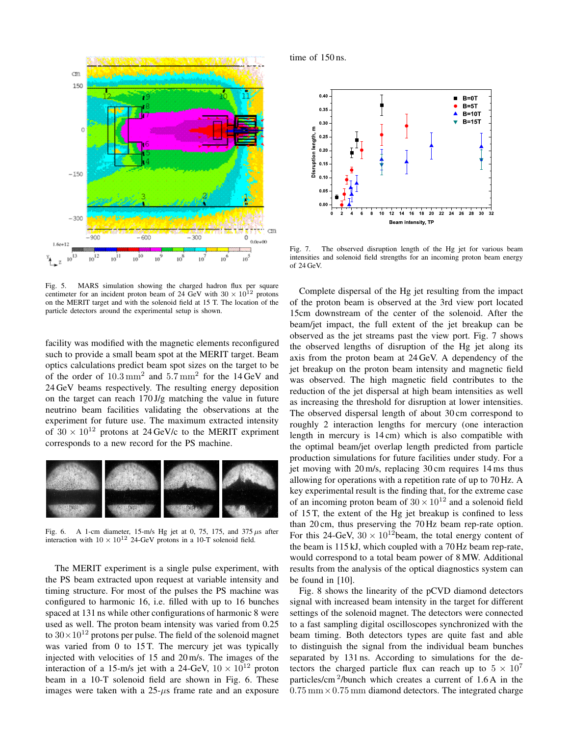Fig. 5. MARS simulation showing the charged hadron flux per square centimeter for an incident proton beam of 24 GeV with $30 \times 10^{12}$ protons on the MERIT target and with the solenoid field at 15 T. The location of the particle detectors around the experimental setup is shown.

facility was modified with the magnetic elements reconfigured such to provide a small beam spot at the MERIT target. Beam optics calculations predict beam spot sizes on the target to be of the order of $10.3\,\mathrm{mm}^2$ and $5.7\,\mathrm{mm}^2$ for the 14 GeV and 24 GeV beams respectively. The resulting energy deposition on the target can reach 170 J/g matching the value in future neutrino beam facilities validating the observations at the experiment for future use. The maximum extracted intensity of $30 \times 10^{12}$ protons at 24 GeV/c to the MERIT expriment corresponds to a new record for the PS machine.

Fig. 6. A 1-cm diameter, 15-m/s Hg jet at 0, 75, 175, and 375 $\mu$s after interaction with $10 \times 10^{12}$ 24-GeV protons in a 10-T solenoid field.

The MERIT experiment is a single pulse experiment, with the PS beam extracted upon request at variable intensity and timing structure. For most of the pulses the PS machine was configured to harmonic 16, i.e. filled with up to 16 bunches spaced at 131 ns while other configurations of harmonic 8 were used as well. The proton beam intensity was varied from 0.25 to $30 \times 10^{12}$ protons per pulse. The field of the solenoid magnet was varied from 0 to 15 T. The mercury jet was typically injected with velocities of 15 and 20 m/s. The images of the interaction of a 15-m/s jet with a 24-GeV, $10 \times 10^{12}$ proton beam in a 10-T solenoid field are shown in Fig. 6. These images were taken with a 25-$\mu$s frame rate and an exposure time of 150 ns.

Fig. 7. The observed disruption length of the Hg jet for various beam intensities and solenoid field strengths for an incoming proton beam energy of 24 GeV.

Complete dispersal of the Hg jet resulting from the impact of the proton beam is observed at the 3rd view port located 15cm downstream of the center of the solenoid. After the beam/jet impact, the full extent of the jet breakup can be observed as the jet streams past the view port. Fig. 7 shows the observed lengths of disruption of the Hg jet along its axis from the proton beam at 24 GeV. A dependency of the jet breakup on the proton beam intensity and magnetic field was observed. The high magnetic field contributes to the reduction of the jet dispersal at high beam intensities as well as increasing the threshold for disruption at lower intensities. The observed dispersal length of about 30 cm correspond to roughly 2 interaction lengths for mercury (one interaction length in mercury is 14 cm) which is also compatible with the optimal beam/jet overlap length predicted from particle production simulations for future facilities under study. For a jet moving with 20 m/s, replacing 30 cm requires 14 ms thus allowing for operations with a repetition rate of up to 70 Hz. A key experimental result is the finding that, for the extreme case of an incoming proton beam of $30 \times 10^{12}$ and a solenoid field of 15 T, the extent of the Hg jet breakup is confined to less than 20 cm, thus preserving the 70 Hz beam rep-rate option. For this 24-GeV, $30 \times 10^{12}$beam, the total energy content of the beam is 115 kJ, which coupled with a 70 Hz beam rep-rate, would correspond to a total beam power of 8 MW. Additional results from the analysis of the optical diagnostics system can be found in [10].

Fig. 8 shows the linearity of the pCVD diamond detectors signal with increased beam intensity in the target for different settings of the solenoid magnet. The detectors were connected to a fast sampling digital oscilloscopes synchronized with the beam timing. Both detectors types are quite fast and able to distinguish the signal from the individual beam bunches separated by 131 ns. According to simulations for the detectors the charged particle flux can reach up to $5 \times 10^7$ particles/cm$^2$/bunch which creates a current of 1.6 A in the $0.75\,\mathrm{mm} \times 0.75\,\mathrm{mm}$ diamond detectors. The integrated charge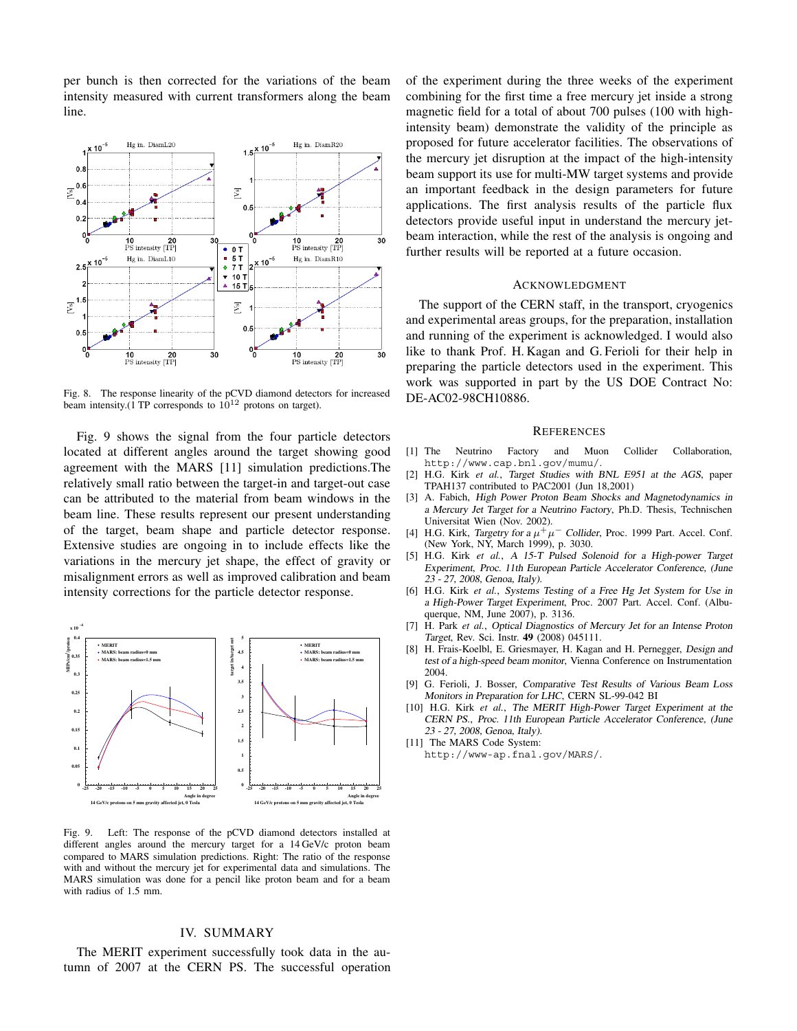per bunch is then corrected for the variations of the beam intensity measured with current transformers along the beam line.

Hg in. DiamL20
Hg in. DiamR20
Hg in. DiamL10
Hg in. DiamR10
PS intensity [TP]
[Vs]
0 T
5 T
7 T
10 T
15 T

Fig. 8. The response linearity of the pCVD diamond detectors for increased beam intensity.(1 TP corresponds to $10^{12}$ protons on target).

Fig. 9 shows the signal from the four particle detectors located at different angles around the target showing good agreement with the MARS [11] simulation predictions.The relatively small ratio between the target-in and target-out case can be attributed to the material from beam windows in the beam line. These results represent our present understanding of the target, beam shape and particle detector response. Extensive studies are ongoing in to include effects like the variations in the mercury jet shape, the effect of gravity or misalignment errors as well as improved calibration and beam intensity corrections for the particle detector response.

MERIT
MARS: beam radius=0 mm
MARS: beam radius=1.5 mm
Angle in degree
14 GeV/c protons on 5 mm gravity affected jet, 0 Tesla

Fig. 9. Left: The response of the pCVD diamond detectors installed at different angles around the mercury target for a 14 GeV/c proton beam compared to MARS simulation predictions. Right: The ratio of the response with and without the mercury jet for experimental data and simulations. The MARS simulation was done for a pencil like proton beam and for a beam with radius of 1.5 mm.

## IV. Summary

The MERIT experiment successfully took data in the autumn of 2007 at the CERN PS. The successful operation of the experiment during the three weeks of the experiment combining for the first time a free mercury jet inside a strong magnetic field for a total of about 700 pulses (100 with high-intensity beam) demonstrate the validity of the principle as proposed for future accelerator facilities. The observations of the mercury jet disruption at the impact of the high-intensity beam support its use for multi-MW target systems and provide an important feedback in the design parameters for future applications. The first analysis results of the particle flux detectors provide useful input in understand the mercury jet-beam interaction, while the rest of the analysis is ongoing and further results will be reported at a future occasion.

## Acknowledgment

The support of the CERN staff, in the transport, cryogenics and experimental areas groups, for the preparation, installation and running of the experiment is acknowledged. I would also like to thank Prof. H. Kagan and G. Ferioli for their help in preparing the particle detectors used in the experiment. This work was supported in part by the US DOE Contract No: DE-AC02-98CH10886.

## References

[1] The Neutrino Factory and Muon Collider Collaboration, http://www.cap.bnl.gov/mumu/.

[2] H.G. Kirk *et al.*, *Target Studies with BNL E951 at the AGS*, paper TPAH137 contributed to PAC2001 (Jun 18,2001)

[3] A. Fabich, *High Power Proton Beam Shocks and Magnetodynamics in a Mercury Jet Target for a Neutrino Factory*, Ph.D. Thesis, Technischen Universitat Wien (Nov. 2002).

[4] H.G. Kirk, *Targetry for a $\mu^+\mu^-$ Collider*, Proc. 1999 Part. Accel. Conf. (New York, NY, March 1999), p. 3030.

[5] H.G. Kirk *et al.*, *A 15-T Pulsed Solenoid for a High-power Target Experiment*, *Proc. 11th European Particle Accelerator Conference, (June 23 - 27, 2008, Genoa, Italy).*

[6] H.G. Kirk *et al.*, *Systems Testing of a Free Hg Jet System for Use in a High-Power Target Experiment*, Proc. 2007 Part. Accel. Conf. (Albuquerque, NM, June 2007), p. 3136.

[7] H. Park *et al.*, *Optical Diagnostics of Mercury Jet for an Intense Proton Target*, Rev. Sci. Instr. **49** (2008) 045111.

[8] H. Frais-Koelbl, E. Griesmayer, H. Kagan and H. Pernegger, *Design and test of a high-speed beam monitor*, Vienna Conference on Instrumentation 2004.

[9] G. Ferioli, J. Bosser, *Comparative Test Results of Various Beam Loss Monitors in Preparation for LHC*, CERN SL-99-042 BI

[10] H.G. Kirk *et al.*, *The MERIT High-Power Target Experiment at the CERN PS.*, *Proc. 11th European Particle Accelerator Conference, (June 23 - 27, 2008, Genoa, Italy).*

[11] The MARS Code System: http://www-ap.fnal.gov/MARS/.